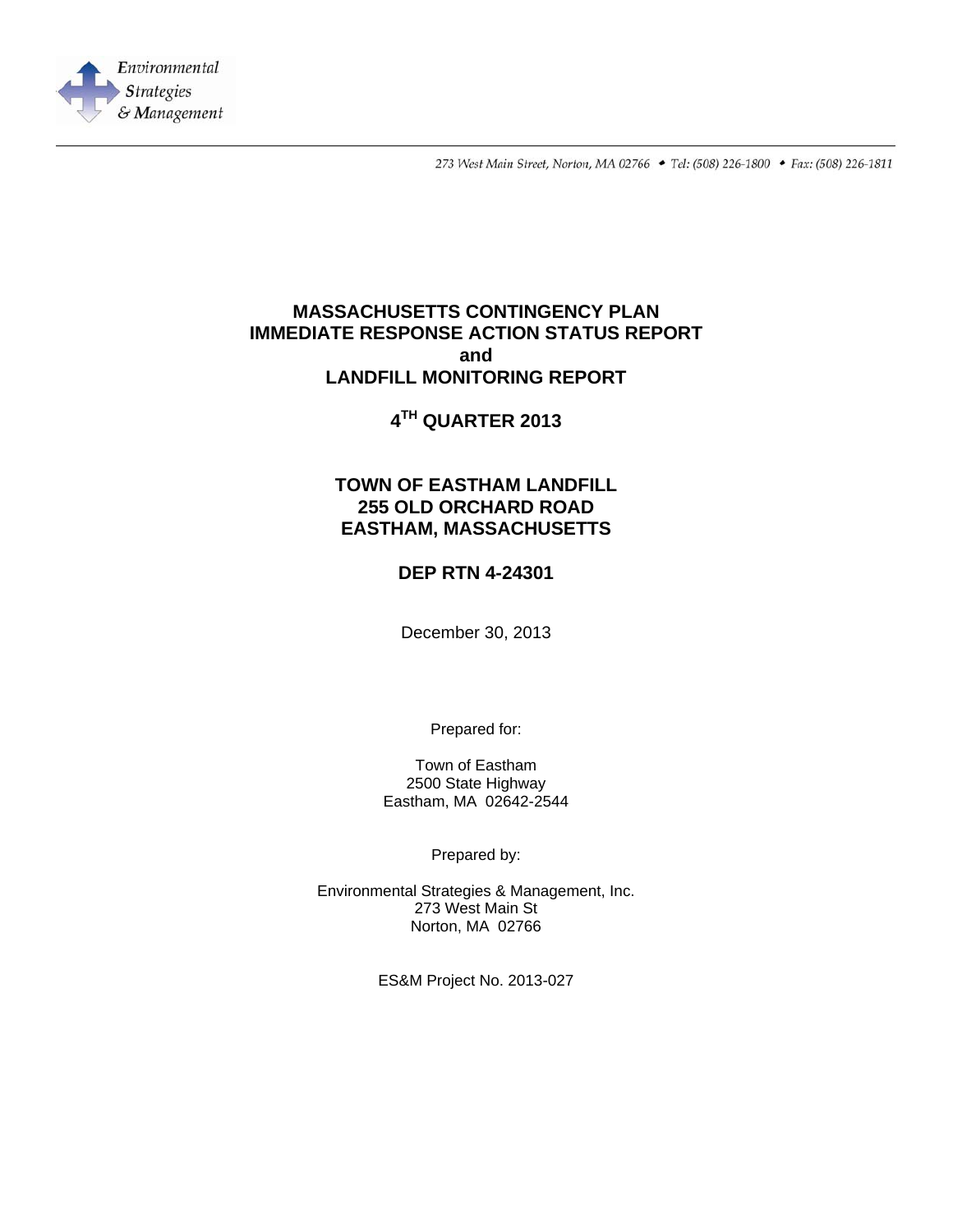Environmental Strategies & Management

273 West Main Street, Norton, MA 02766 • Tel: (508) 226-1800 • Fax: (508) 226-1811

# MASSACHUSETTS CONTINGENCY PLAN IMMEDIATE RESPONSE ACTION STATUS REPORT and LANDFILL MONITORING REPORT

## 4TH QUARTER 2013

## TOWN OF EASTHAM LANDFILL
## 255 OLD ORCHARD ROAD
## EASTHAM, MASSACHUSETTS

## DEP RTN 4-24301

December 30, 2013

Prepared for:

Town of Eastham
2500 State Highway
Eastham, MA 02642-2544

Prepared by:

Environmental Strategies & Management, Inc.
273 West Main St
Norton, MA 02766

ES&M Project No. 2013-027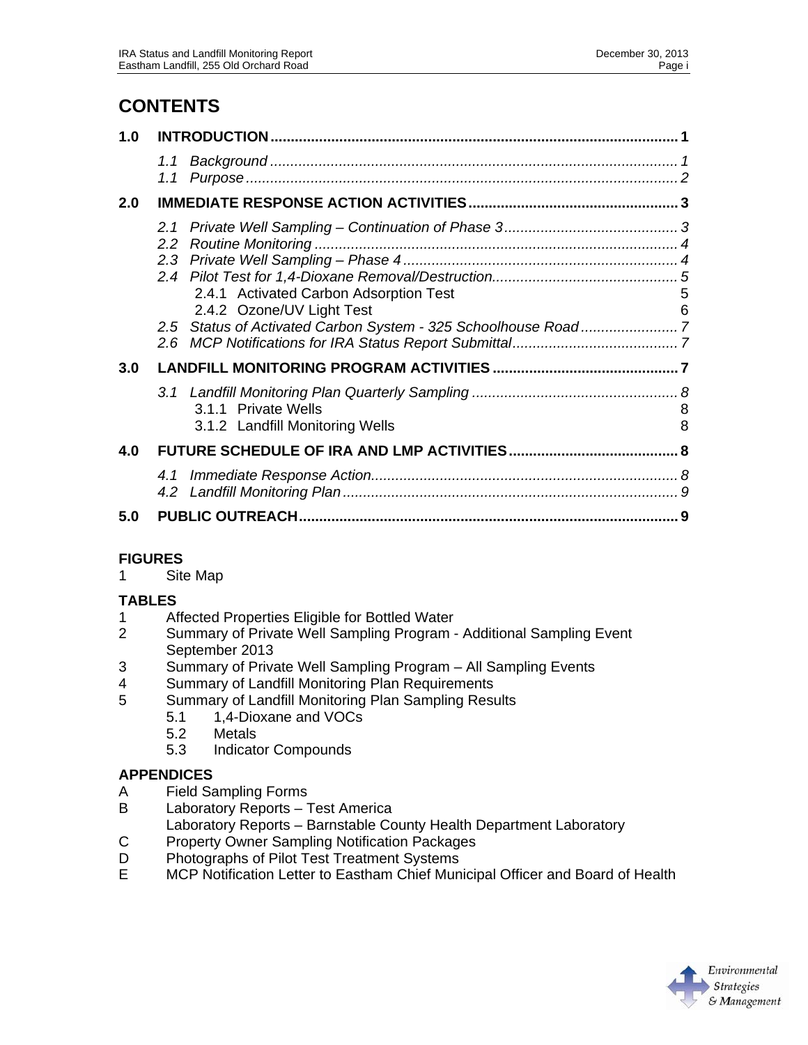# CONTENTS

| | | |
|---|---|---|
| **1.0** | **INTRODUCTION** | **1** |
| | *1.1 Background* | *1* |
| | *1.1 Purpose* | *2* |
| **2.0** | **IMMEDIATE RESPONSE ACTION ACTIVITIES** | **3** |
| | *2.1 Private Well Sampling – Continuation of Phase 3* | *3* |
| | *2.2 Routine Monitoring* | *4* |
| | *2.3 Private Well Sampling – Phase 4* | *4* |
| | *2.4 Pilot Test for 1,4-Dioxane Removal/Destruction* | *5* |
| | 2.4.1 Activated Carbon Adsorption Test | 5 |
| | 2.4.2 Ozone/UV Light Test | 6 |
| | *2.5 Status of Activated Carbon System - 325 Schoolhouse Road* | *7* |
| | *2.6 MCP Notifications for IRA Status Report Submittal* | *7* |
| **3.0** | **LANDFILL MONITORING PROGRAM ACTIVITIES** | **7** |
| | *3.1 Landfill Monitoring Plan Quarterly Sampling* | *8* |
| | 3.1.1 Private Wells | 8 |
| | 3.1.2 Landfill Monitoring Wells | 8 |
| **4.0** | **FUTURE SCHEDULE OF IRA AND LMP ACTIVITIES** | **8** |
| | *4.1 Immediate Response Action* | *8* |
| | *4.2 Landfill Monitoring Plan* | *9* |
| **5.0** | **PUBLIC OUTREACH** | **9** |

**FIGURES**

1 Site Map

**TABLES**

1 Affected Properties Eligible for Bottled Water
2 Summary of Private Well Sampling Program - Additional Sampling Event September 2013
3 Summary of Private Well Sampling Program – All Sampling Events
4 Summary of Landfill Monitoring Plan Requirements
5 Summary of Landfill Monitoring Plan Sampling Results
  5.1 1,4-Dioxane and VOCs
  5.2 Metals
  5.3 Indicator Compounds

**APPENDICES**

A Field Sampling Forms
B Laboratory Reports – Test America
  Laboratory Reports – Barnstable County Health Department Laboratory
C Property Owner Sampling Notification Packages
D Photographs of Pilot Test Treatment Systems
E MCP Notification Letter to Eastham Chief Municipal Officer and Board of Health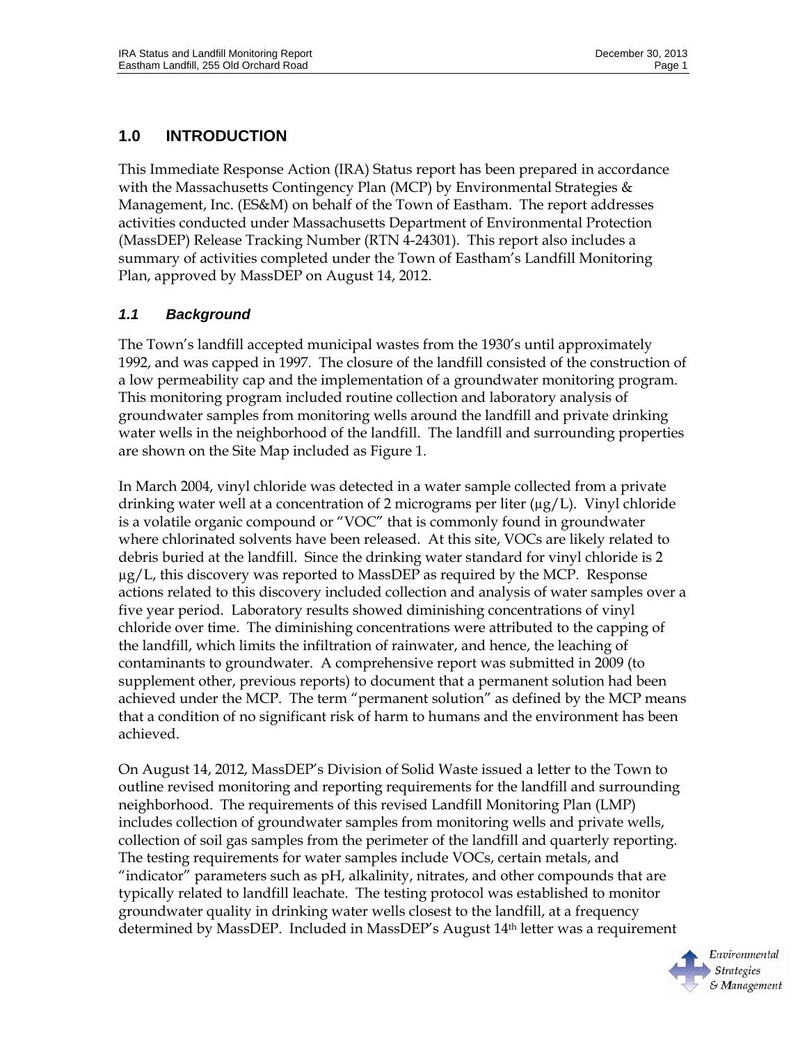## 1.0 INTRODUCTION

This Immediate Response Action (IRA) Status report has been prepared in accordance with the Massachusetts Contingency Plan (MCP) by Environmental Strategies & Management, Inc. (ES&M) on behalf of the Town of Eastham. The report addresses activities conducted under Massachusetts Department of Environmental Protection (MassDEP) Release Tracking Number (RTN 4-24301). This report also includes a summary of activities completed under the Town of Eastham's Landfill Monitoring Plan, approved by MassDEP on August 14, 2012.

### *1.1 Background*

The Town's landfill accepted municipal wastes from the 1930's until approximately 1992, and was capped in 1997. The closure of the landfill consisted of the construction of a low permeability cap and the implementation of a groundwater monitoring program. This monitoring program included routine collection and laboratory analysis of groundwater samples from monitoring wells around the landfill and private drinking water wells in the neighborhood of the landfill. The landfill and surrounding properties are shown on the Site Map included as Figure 1.

In March 2004, vinyl chloride was detected in a water sample collected from a private drinking water well at a concentration of 2 micrograms per liter (µg/L). Vinyl chloride is a volatile organic compound or "VOC" that is commonly found in groundwater where chlorinated solvents have been released. At this site, VOCs are likely related to debris buried at the landfill. Since the drinking water standard for vinyl chloride is 2 µg/L, this discovery was reported to MassDEP as required by the MCP. Response actions related to this discovery included collection and analysis of water samples over a five year period. Laboratory results showed diminishing concentrations of vinyl chloride over time. The diminishing concentrations were attributed to the capping of the landfill, which limits the infiltration of rainwater, and hence, the leaching of contaminants to groundwater. A comprehensive report was submitted in 2009 (to supplement other, previous reports) to document that a permanent solution had been achieved under the MCP. The term "permanent solution" as defined by the MCP means that a condition of no significant risk of harm to humans and the environment has been achieved.

On August 14, 2012, MassDEP's Division of Solid Waste issued a letter to the Town to outline revised monitoring and reporting requirements for the landfill and surrounding neighborhood. The requirements of this revised Landfill Monitoring Plan (LMP) includes collection of groundwater samples from monitoring wells and private wells, collection of soil gas samples from the perimeter of the landfill and quarterly reporting. The testing requirements for water samples include VOCs, certain metals, and "indicator" parameters such as pH, alkalinity, nitrates, and other compounds that are typically related to landfill leachate. The testing protocol was established to monitor groundwater quality in drinking water wells closest to the landfill, at a frequency determined by MassDEP. Included in MassDEP's August 14th letter was a requirement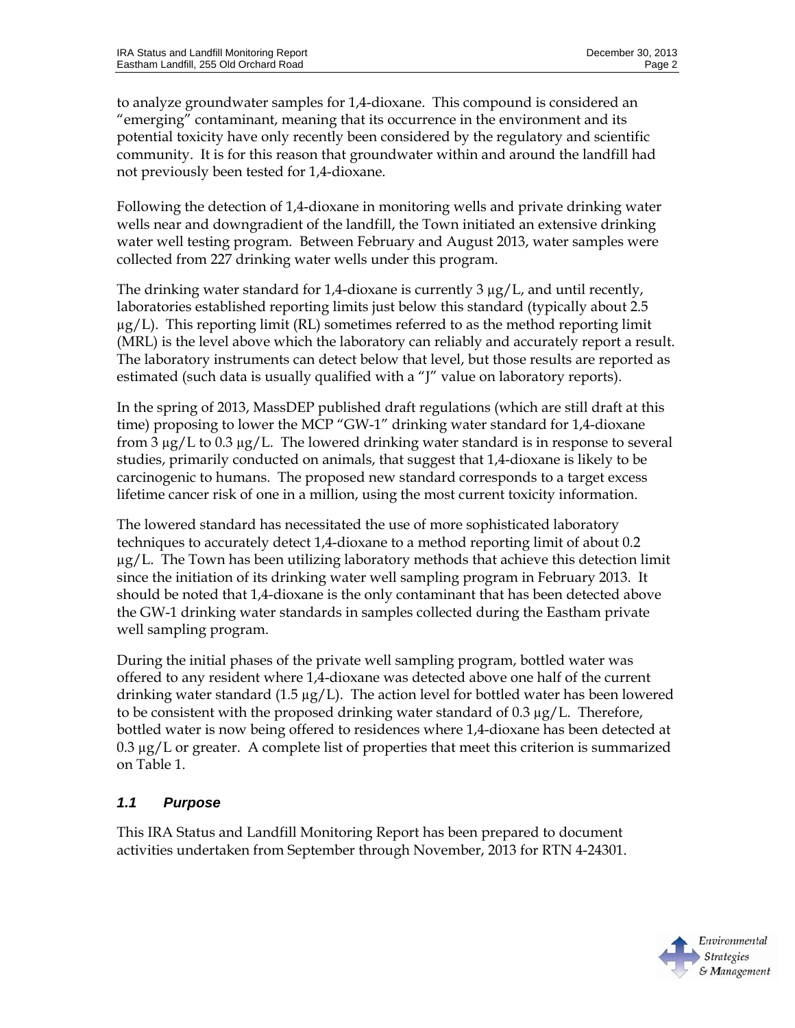to analyze groundwater samples for 1,4-dioxane. This compound is considered an "emerging" contaminant, meaning that its occurrence in the environment and its potential toxicity have only recently been considered by the regulatory and scientific community. It is for this reason that groundwater within and around the landfill had not previously been tested for 1,4-dioxane.

Following the detection of 1,4-dioxane in monitoring wells and private drinking water wells near and downgradient of the landfill, the Town initiated an extensive drinking water well testing program. Between February and August 2013, water samples were collected from 227 drinking water wells under this program.

The drinking water standard for 1,4-dioxane is currently 3 µg/L, and until recently, laboratories established reporting limits just below this standard (typically about 2.5 µg/L). This reporting limit (RL) sometimes referred to as the method reporting limit (MRL) is the level above which the laboratory can reliably and accurately report a result. The laboratory instruments can detect below that level, but those results are reported as estimated (such data is usually qualified with a "J" value on laboratory reports).

In the spring of 2013, MassDEP published draft regulations (which are still draft at this time) proposing to lower the MCP "GW-1" drinking water standard for 1,4-dioxane from 3 µg/L to 0.3 µg/L. The lowered drinking water standard is in response to several studies, primarily conducted on animals, that suggest that 1,4-dioxane is likely to be carcinogenic to humans. The proposed new standard corresponds to a target excess lifetime cancer risk of one in a million, using the most current toxicity information.

The lowered standard has necessitated the use of more sophisticated laboratory techniques to accurately detect 1,4-dioxane to a method reporting limit of about 0.2 µg/L. The Town has been utilizing laboratory methods that achieve this detection limit since the initiation of its drinking water well sampling program in February 2013. It should be noted that 1,4-dioxane is the only contaminant that has been detected above the GW-1 drinking water standards in samples collected during the Eastham private well sampling program.

During the initial phases of the private well sampling program, bottled water was offered to any resident where 1,4-dioxane was detected above one half of the current drinking water standard (1.5 µg/L). The action level for bottled water has been lowered to be consistent with the proposed drinking water standard of 0.3 µg/L. Therefore, bottled water is now being offered to residences where 1,4-dioxane has been detected at 0.3 µg/L or greater. A complete list of properties that meet this criterion is summarized on Table 1.

### *1.1 Purpose*

This IRA Status and Landfill Monitoring Report has been prepared to document activities undertaken from September through November, 2013 for RTN 4-24301.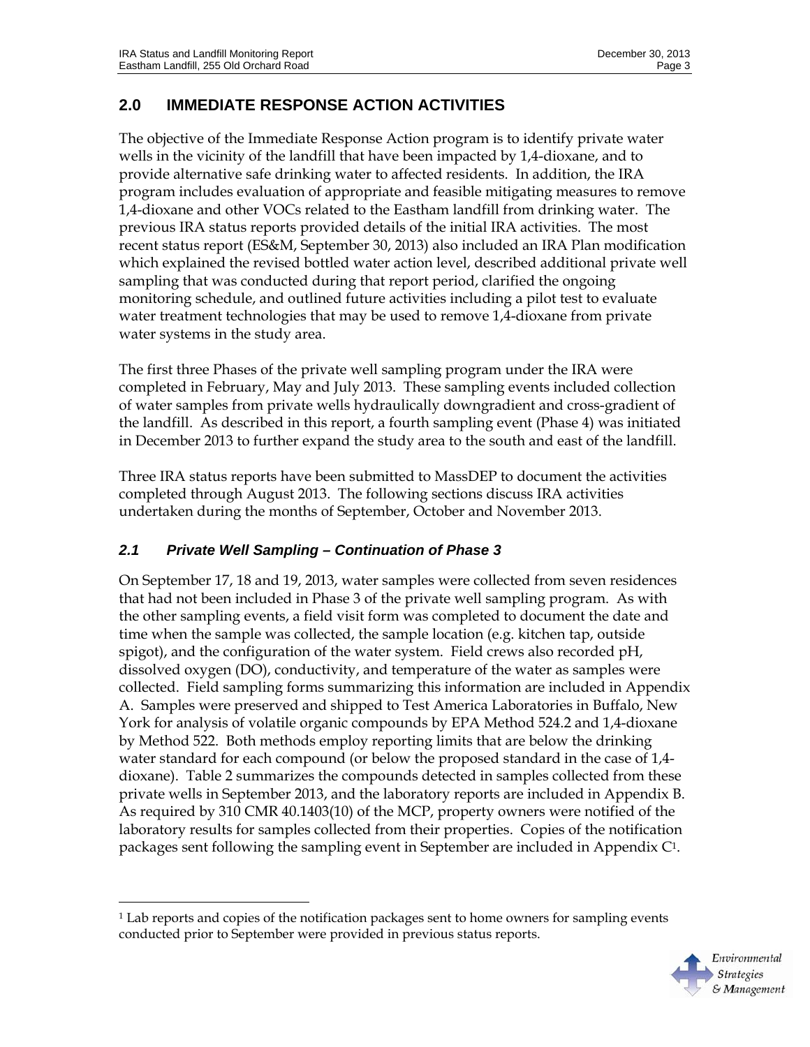## 2.0 IMMEDIATE RESPONSE ACTION ACTIVITIES

The objective of the Immediate Response Action program is to identify private water wells in the vicinity of the landfill that have been impacted by 1,4-dioxane, and to provide alternative safe drinking water to affected residents. In addition, the IRA program includes evaluation of appropriate and feasible mitigating measures to remove 1,4-dioxane and other VOCs related to the Eastham landfill from drinking water. The previous IRA status reports provided details of the initial IRA activities. The most recent status report (ES&M, September 30, 2013) also included an IRA Plan modification which explained the revised bottled water action level, described additional private well sampling that was conducted during that report period, clarified the ongoing monitoring schedule, and outlined future activities including a pilot test to evaluate water treatment technologies that may be used to remove 1,4-dioxane from private water systems in the study area.

The first three Phases of the private well sampling program under the IRA were completed in February, May and July 2013. These sampling events included collection of water samples from private wells hydraulically downgradient and cross-gradient of the landfill. As described in this report, a fourth sampling event (Phase 4) was initiated in December 2013 to further expand the study area to the south and east of the landfill.

Three IRA status reports have been submitted to MassDEP to document the activities completed through August 2013. The following sections discuss IRA activities undertaken during the months of September, October and November 2013.

### *2.1 Private Well Sampling – Continuation of Phase 3*

On September 17, 18 and 19, 2013, water samples were collected from seven residences that had not been included in Phase 3 of the private well sampling program. As with the other sampling events, a field visit form was completed to document the date and time when the sample was collected, the sample location (e.g. kitchen tap, outside spigot), and the configuration of the water system. Field crews also recorded pH, dissolved oxygen (DO), conductivity, and temperature of the water as samples were collected. Field sampling forms summarizing this information are included in Appendix A. Samples were preserved and shipped to Test America Laboratories in Buffalo, New York for analysis of volatile organic compounds by EPA Method 524.2 and 1,4-dioxane by Method 522. Both methods employ reporting limits that are below the drinking water standard for each compound (or below the proposed standard in the case of 1,4-dioxane). Table 2 summarizes the compounds detected in samples collected from these private wells in September 2013, and the laboratory reports are included in Appendix B. As required by 310 CMR 40.1403(10) of the MCP, property owners were notified of the laboratory results for samples collected from their properties. Copies of the notification packages sent following the sampling event in September are included in Appendix C[1].

[1] Lab reports and copies of the notification packages sent to home owners for sampling events conducted prior to September were provided in previous status reports.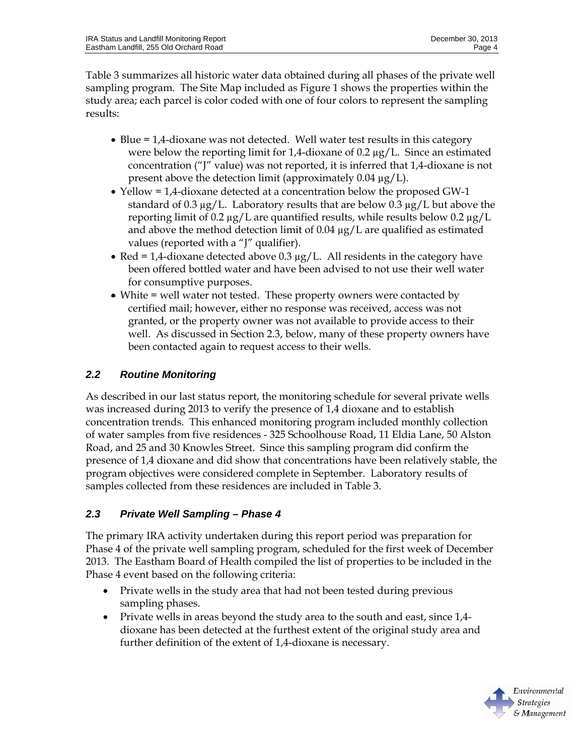Table 3 summarizes all historic water data obtained during all phases of the private well sampling program. The Site Map included as Figure 1 shows the properties within the study area; each parcel is color coded with one of four colors to represent the sampling results:

- Blue = 1,4-dioxane was not detected. Well water test results in this category were below the reporting limit for 1,4-dioxane of 0.2 µg/L. Since an estimated concentration ("J" value) was not reported, it is inferred that 1,4-dioxane is not present above the detection limit (approximately 0.04 µg/L).
- Yellow = 1,4-dioxane detected at a concentration below the proposed GW-1 standard of 0.3 µg/L. Laboratory results that are below 0.3 µg/L but above the reporting limit of 0.2 µg/L are quantified results, while results below 0.2 µg/L and above the method detection limit of 0.04 µg/L are qualified as estimated values (reported with a "J" qualifier).
- Red = 1,4-dioxane detected above 0.3 µg/L. All residents in the category have been offered bottled water and have been advised to not use their well water for consumptive purposes.
- White = well water not tested. These property owners were contacted by certified mail; however, either no response was received, access was not granted, or the property owner was not available to provide access to their well. As discussed in Section 2.3, below, many of these property owners have been contacted again to request access to their wells.

### *2.2 Routine Monitoring*

As described in our last status report, the monitoring schedule for several private wells was increased during 2013 to verify the presence of 1,4 dioxane and to establish concentration trends. This enhanced monitoring program included monthly collection of water samples from five residences - 325 Schoolhouse Road, 11 Eldia Lane, 50 Alston Road, and 25 and 30 Knowles Street. Since this sampling program did confirm the presence of 1,4 dioxane and did show that concentrations have been relatively stable, the program objectives were considered complete in September. Laboratory results of samples collected from these residences are included in Table 3.

### *2.3 Private Well Sampling – Phase 4*

The primary IRA activity undertaken during this report period was preparation for Phase 4 of the private well sampling program, scheduled for the first week of December 2013. The Eastham Board of Health compiled the list of properties to be included in the Phase 4 event based on the following criteria:

- Private wells in the study area that had not been tested during previous sampling phases.
- Private wells in areas beyond the study area to the south and east, since 1,4-dioxane has been detected at the furthest extent of the original study area and further definition of the extent of 1,4-dioxane is necessary.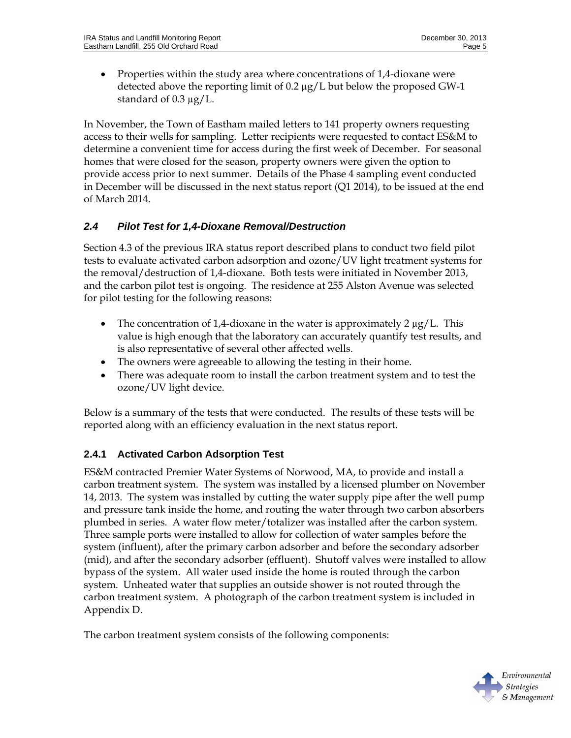- Properties within the study area where concentrations of 1,4-dioxane were detected above the reporting limit of 0.2 µg/L but below the proposed GW-1 standard of 0.3 µg/L.

In November, the Town of Eastham mailed letters to 141 property owners requesting access to their wells for sampling. Letter recipients were requested to contact ES&M to determine a convenient time for access during the first week of December. For seasonal homes that were closed for the season, property owners were given the option to provide access prior to next summer. Details of the Phase 4 sampling event conducted in December will be discussed in the next status report (Q1 2014), to be issued at the end of March 2014.

### *2.4 Pilot Test for 1,4-Dioxane Removal/Destruction*

Section 4.3 of the previous IRA status report described plans to conduct two field pilot tests to evaluate activated carbon adsorption and ozone/UV light treatment systems for the removal/destruction of 1,4-dioxane. Both tests were initiated in November 2013, and the carbon pilot test is ongoing. The residence at 255 Alston Avenue was selected for pilot testing for the following reasons:

- The concentration of 1,4-dioxane in the water is approximately 2 µg/L. This value is high enough that the laboratory can accurately quantify test results, and is also representative of several other affected wells.
- The owners were agreeable to allowing the testing in their home.
- There was adequate room to install the carbon treatment system and to test the ozone/UV light device.

Below is a summary of the tests that were conducted. The results of these tests will be reported along with an efficiency evaluation in the next status report.

#### 2.4.1 Activated Carbon Adsorption Test

ES&M contracted Premier Water Systems of Norwood, MA, to provide and install a carbon treatment system. The system was installed by a licensed plumber on November 14, 2013. The system was installed by cutting the water supply pipe after the well pump and pressure tank inside the home, and routing the water through two carbon absorbers plumbed in series. A water flow meter/totalizer was installed after the carbon system. Three sample ports were installed to allow for collection of water samples before the system (influent), after the primary carbon adsorber and before the secondary adsorber (mid), and after the secondary adsorber (effluent). Shutoff valves were installed to allow bypass of the system. All water used inside the home is routed through the carbon system. Unheated water that supplies an outside shower is not routed through the carbon treatment system. A photograph of the carbon treatment system is included in Appendix D.

The carbon treatment system consists of the following components: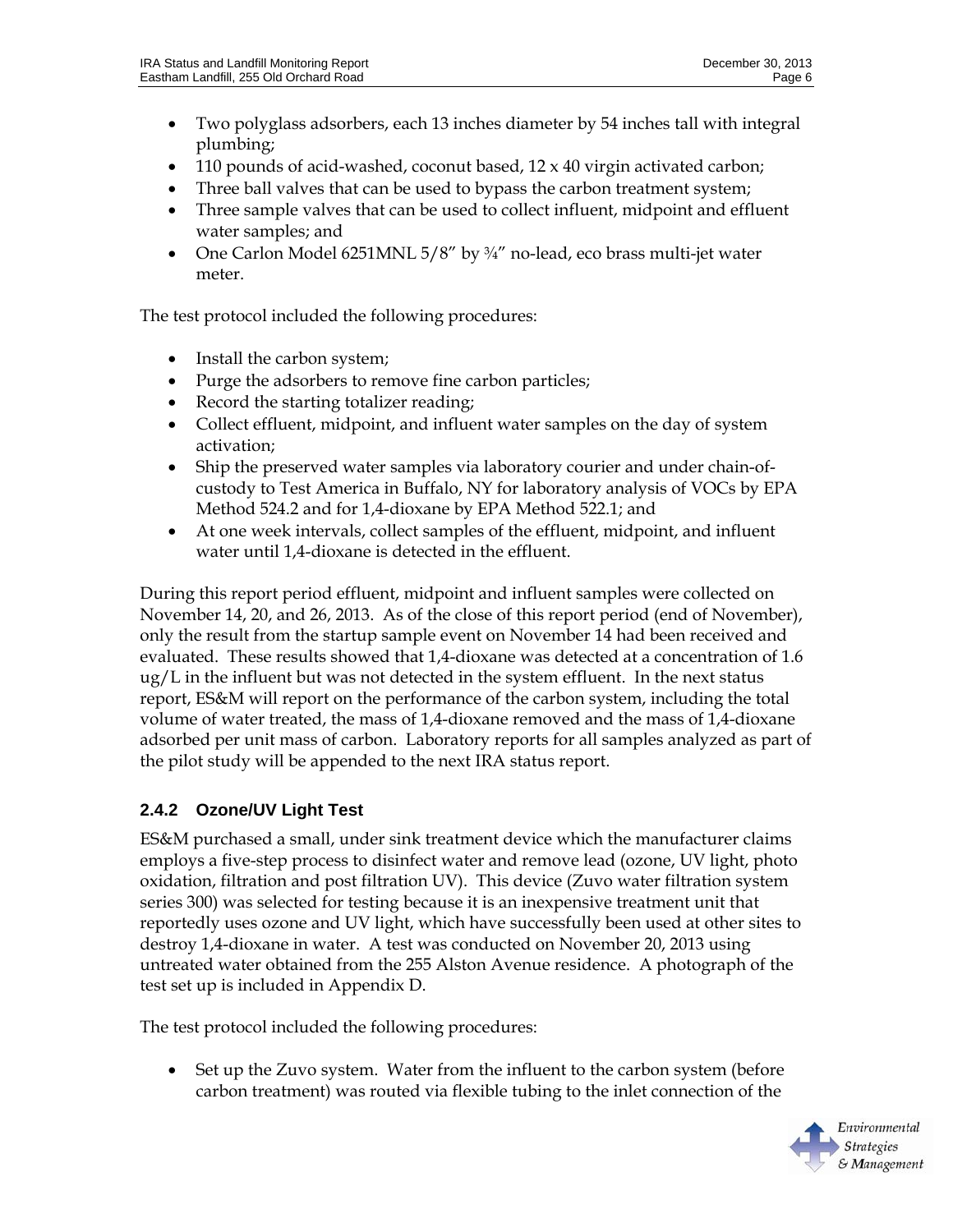- Two polyglass adsorbers, each 13 inches diameter by 54 inches tall with integral plumbing;
- 110 pounds of acid-washed, coconut based, 12 x 40 virgin activated carbon;
- Three ball valves that can be used to bypass the carbon treatment system;
- Three sample valves that can be used to collect influent, midpoint and effluent water samples; and
- One Carlon Model 6251MNL 5/8" by ¾" no-lead, eco brass multi-jet water meter.

The test protocol included the following procedures:

- Install the carbon system;
- Purge the adsorbers to remove fine carbon particles;
- Record the starting totalizer reading;
- Collect effluent, midpoint, and influent water samples on the day of system activation;
- Ship the preserved water samples via laboratory courier and under chain-of-custody to Test America in Buffalo, NY for laboratory analysis of VOCs by EPA Method 524.2 and for 1,4-dioxane by EPA Method 522.1; and
- At one week intervals, collect samples of the effluent, midpoint, and influent water until 1,4-dioxane is detected in the effluent.

During this report period effluent, midpoint and influent samples were collected on November 14, 20, and 26, 2013. As of the close of this report period (end of November), only the result from the startup sample event on November 14 had been received and evaluated. These results showed that 1,4-dioxane was detected at a concentration of 1.6 ug/L in the influent but was not detected in the system effluent. In the next status report, ES&M will report on the performance of the carbon system, including the total volume of water treated, the mass of 1,4-dioxane removed and the mass of 1,4-dioxane adsorbed per unit mass of carbon. Laboratory reports for all samples analyzed as part of the pilot study will be appended to the next IRA status report.

### 2.4.2 Ozone/UV Light Test

ES&M purchased a small, under sink treatment device which the manufacturer claims employs a five-step process to disinfect water and remove lead (ozone, UV light, photo oxidation, filtration and post filtration UV). This device (Zuvo water filtration system series 300) was selected for testing because it is an inexpensive treatment unit that reportedly uses ozone and UV light, which have successfully been used at other sites to destroy 1,4-dioxane in water. A test was conducted on November 20, 2013 using untreated water obtained from the 255 Alston Avenue residence. A photograph of the test set up is included in Appendix D.

The test protocol included the following procedures:

- Set up the Zuvo system. Water from the influent to the carbon system (before carbon treatment) was routed via flexible tubing to the inlet connection of the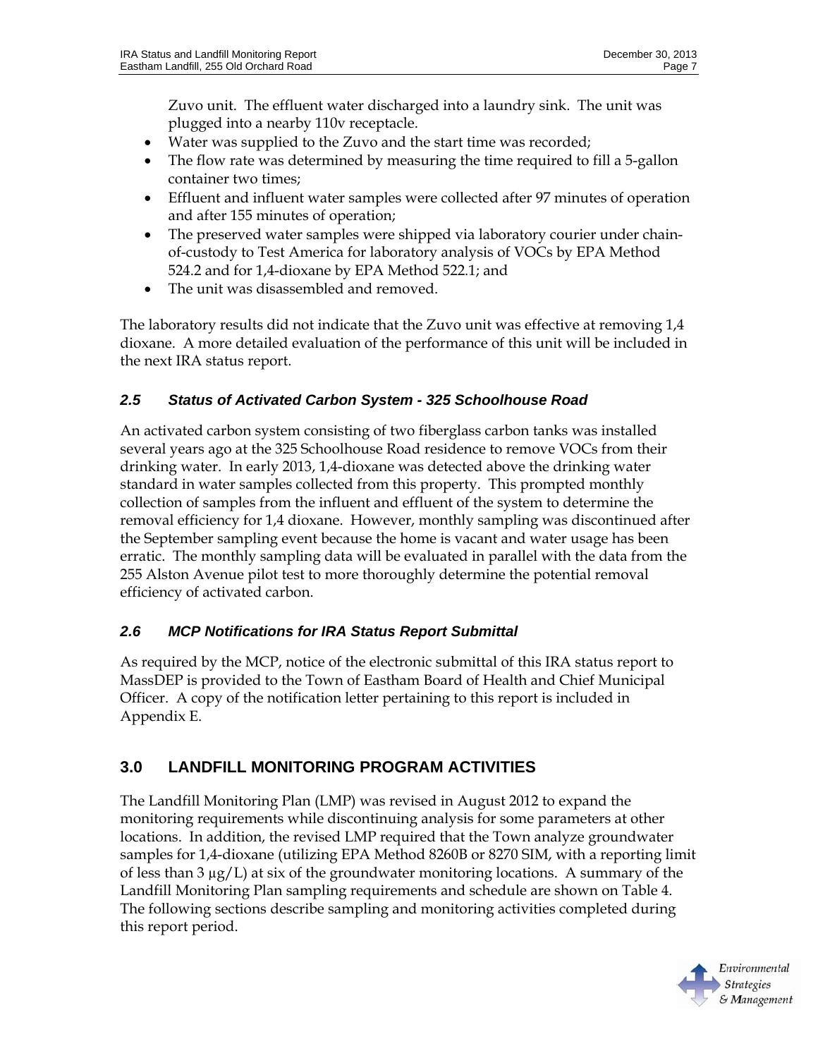Zuvo unit. The effluent water discharged into a laundry sink. The unit was plugged into a nearby 110v receptacle.

- Water was supplied to the Zuvo and the start time was recorded;
- The flow rate was determined by measuring the time required to fill a 5-gallon container two times;
- Effluent and influent water samples were collected after 97 minutes of operation and after 155 minutes of operation;
- The preserved water samples were shipped via laboratory courier under chain-of-custody to Test America for laboratory analysis of VOCs by EPA Method 524.2 and for 1,4-dioxane by EPA Method 522.1; and
- The unit was disassembled and removed.

The laboratory results did not indicate that the Zuvo unit was effective at removing 1,4 dioxane. A more detailed evaluation of the performance of this unit will be included in the next IRA status report.

### *2.5 Status of Activated Carbon System - 325 Schoolhouse Road*

An activated carbon system consisting of two fiberglass carbon tanks was installed several years ago at the 325 Schoolhouse Road residence to remove VOCs from their drinking water. In early 2013, 1,4-dioxane was detected above the drinking water standard in water samples collected from this property. This prompted monthly collection of samples from the influent and effluent of the system to determine the removal efficiency for 1,4 dioxane. However, monthly sampling was discontinued after the September sampling event because the home is vacant and water usage has been erratic. The monthly sampling data will be evaluated in parallel with the data from the 255 Alston Avenue pilot test to more thoroughly determine the potential removal efficiency of activated carbon.

### *2.6 MCP Notifications for IRA Status Report Submittal*

As required by the MCP, notice of the electronic submittal of this IRA status report to MassDEP is provided to the Town of Eastham Board of Health and Chief Municipal Officer. A copy of the notification letter pertaining to this report is included in Appendix E.

## 3.0 LANDFILL MONITORING PROGRAM ACTIVITIES

The Landfill Monitoring Plan (LMP) was revised in August 2012 to expand the monitoring requirements while discontinuing analysis for some parameters at other locations. In addition, the revised LMP required that the Town analyze groundwater samples for 1,4-dioxane (utilizing EPA Method 8260B or 8270 SIM, with a reporting limit of less than 3 μg/L) at six of the groundwater monitoring locations. A summary of the Landfill Monitoring Plan sampling requirements and schedule are shown on Table 4. The following sections describe sampling and monitoring activities completed during this report period.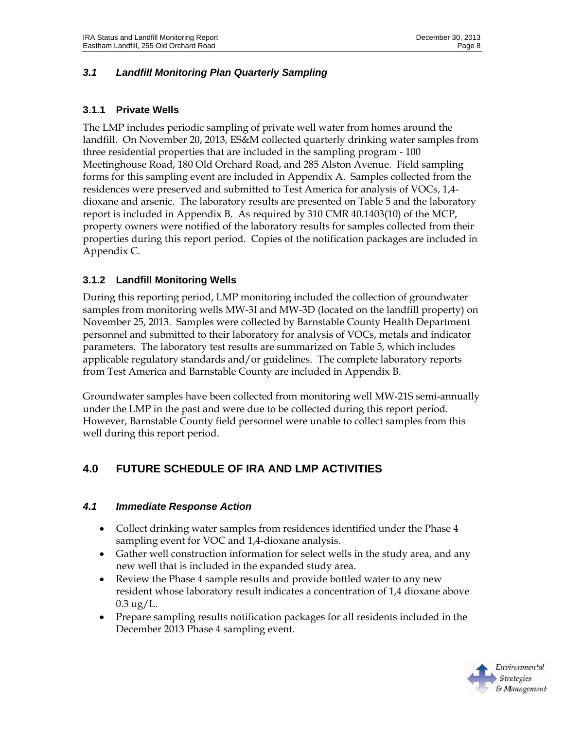### *3.1 Landfill Monitoring Plan Quarterly Sampling*

#### 3.1.1 Private Wells

The LMP includes periodic sampling of private well water from homes around the landfill. On November 20, 2013, ES&M collected quarterly drinking water samples from three residential properties that are included in the sampling program - 100 Meetinghouse Road, 180 Old Orchard Road, and 285 Alston Avenue. Field sampling forms for this sampling event are included in Appendix A. Samples collected from the residences were preserved and submitted to Test America for analysis of VOCs, 1,4-dioxane and arsenic. The laboratory results are presented on Table 5 and the laboratory report is included in Appendix B. As required by 310 CMR 40.1403(10) of the MCP, property owners were notified of the laboratory results for samples collected from their properties during this report period. Copies of the notification packages are included in Appendix C.

#### 3.1.2 Landfill Monitoring Wells

During this reporting period, LMP monitoring included the collection of groundwater samples from monitoring wells MW-3I and MW-3D (located on the landfill property) on November 25, 2013. Samples were collected by Barnstable County Health Department personnel and submitted to their laboratory for analysis of VOCs, metals and indicator parameters. The laboratory test results are summarized on Table 5, which includes applicable regulatory standards and/or guidelines. The complete laboratory reports from Test America and Barnstable County are included in Appendix B.

Groundwater samples have been collected from monitoring well MW-21S semi-annually under the LMP in the past and were due to be collected during this report period. However, Barnstable County field personnel were unable to collect samples from this well during this report period.

## 4.0 FUTURE SCHEDULE OF IRA AND LMP ACTIVITIES

### *4.1 Immediate Response Action*

- Collect drinking water samples from residences identified under the Phase 4 sampling event for VOC and 1,4-dioxane analysis.
- Gather well construction information for select wells in the study area, and any new well that is included in the expanded study area.
- Review the Phase 4 sample results and provide bottled water to any new resident whose laboratory result indicates a concentration of 1,4 dioxane above 0.3 ug/L.
- Prepare sampling results notification packages for all residents included in the December 2013 Phase 4 sampling event.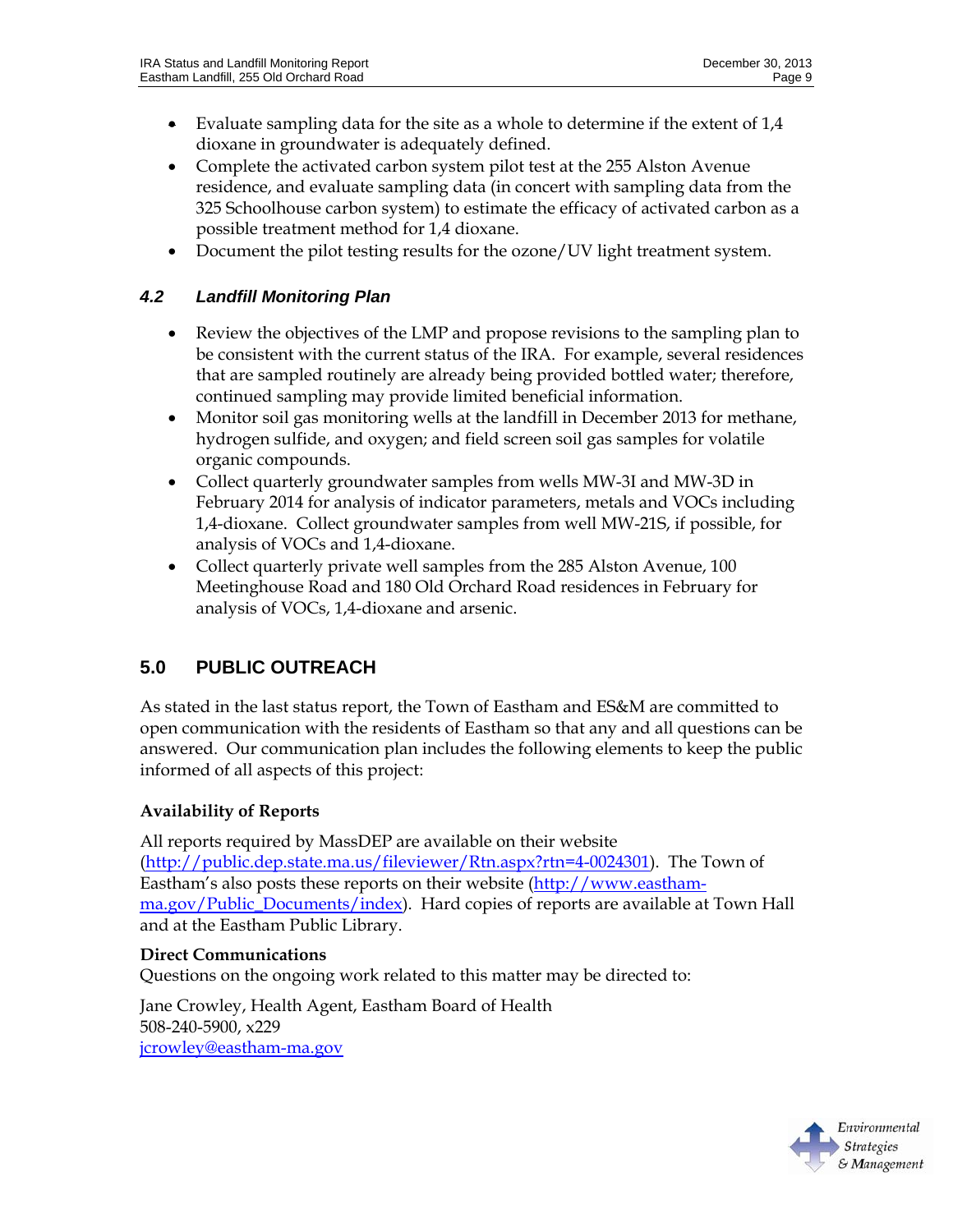- Evaluate sampling data for the site as a whole to determine if the extent of 1,4 dioxane in groundwater is adequately defined.
- Complete the activated carbon system pilot test at the 255 Alston Avenue residence, and evaluate sampling data (in concert with sampling data from the 325 Schoolhouse carbon system) to estimate the efficacy of activated carbon as a possible treatment method for 1,4 dioxane.
- Document the pilot testing results for the ozone/UV light treatment system.

### *4.2 Landfill Monitoring Plan*

- Review the objectives of the LMP and propose revisions to the sampling plan to be consistent with the current status of the IRA. For example, several residences that are sampled routinely are already being provided bottled water; therefore, continued sampling may provide limited beneficial information.
- Monitor soil gas monitoring wells at the landfill in December 2013 for methane, hydrogen sulfide, and oxygen; and field screen soil gas samples for volatile organic compounds.
- Collect quarterly groundwater samples from wells MW-3I and MW-3D in February 2014 for analysis of indicator parameters, metals and VOCs including 1,4-dioxane. Collect groundwater samples from well MW-21S, if possible, for analysis of VOCs and 1,4-dioxane.
- Collect quarterly private well samples from the 285 Alston Avenue, 100 Meetinghouse Road and 180 Old Orchard Road residences in February for analysis of VOCs, 1,4-dioxane and arsenic.

## 5.0 PUBLIC OUTREACH

As stated in the last status report, the Town of Eastham and ES&M are committed to open communication with the residents of Eastham so that any and all questions can be answered. Our communication plan includes the following elements to keep the public informed of all aspects of this project:

**Availability of Reports**

All reports required by MassDEP are available on their website (http://public.dep.state.ma.us/fileviewer/Rtn.aspx?rtn=4-0024301). The Town of Eastham's also posts these reports on their website (http://www.eastham-ma.gov/Public_Documents/index). Hard copies of reports are available at Town Hall and at the Eastham Public Library.

**Direct Communications**

Questions on the ongoing work related to this matter may be directed to:

Jane Crowley, Health Agent, Eastham Board of Health
508-240-5900, x229
jcrowley@eastham-ma.gov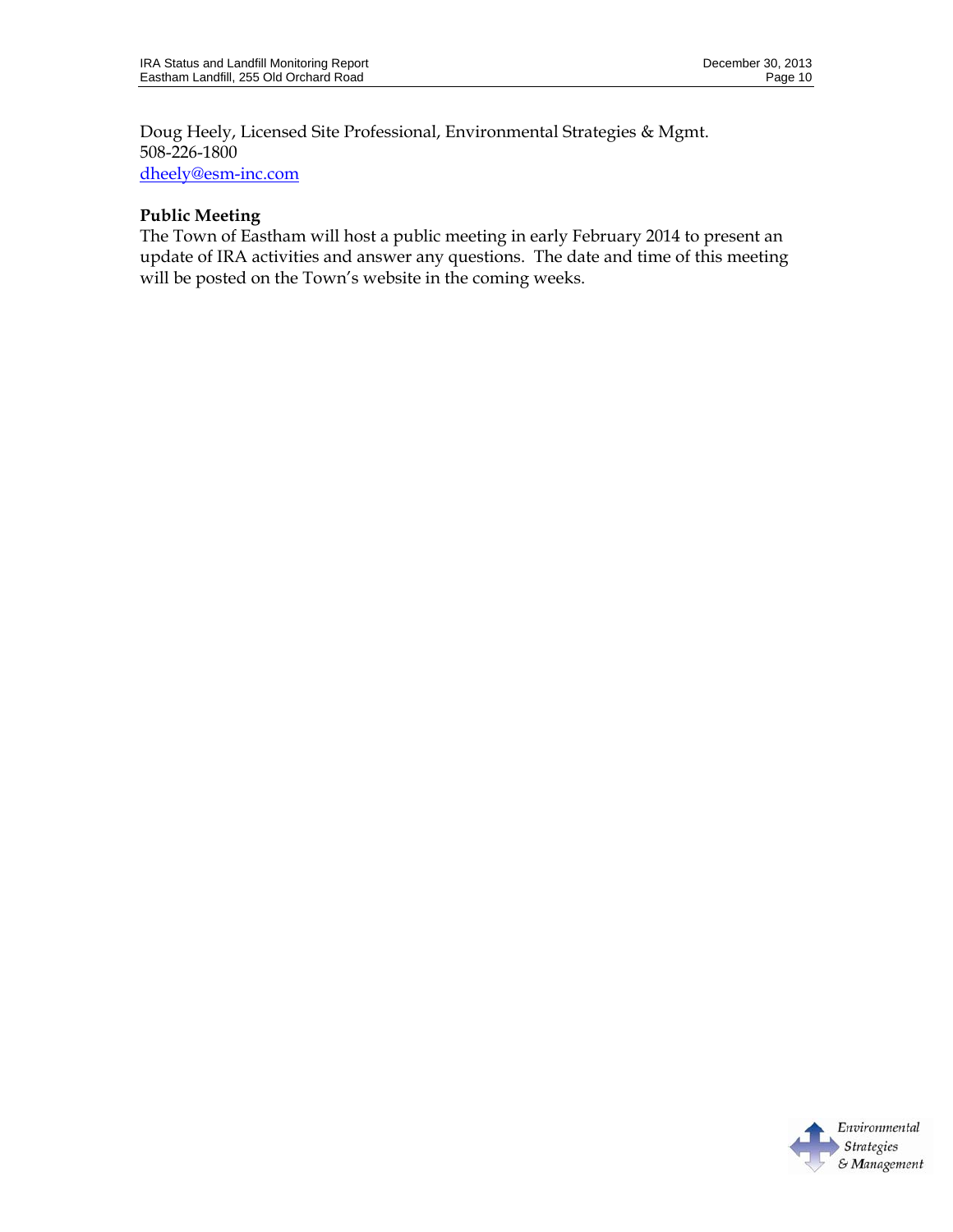Doug Heely, Licensed Site Professional, Environmental Strategies & Mgmt.
508-226-1800
dheely@esm-inc.com

**Public Meeting**

The Town of Eastham will host a public meeting in early February 2014 to present an update of IRA activities and answer any questions. The date and time of this meeting will be posted on the Town's website in the coming weeks.